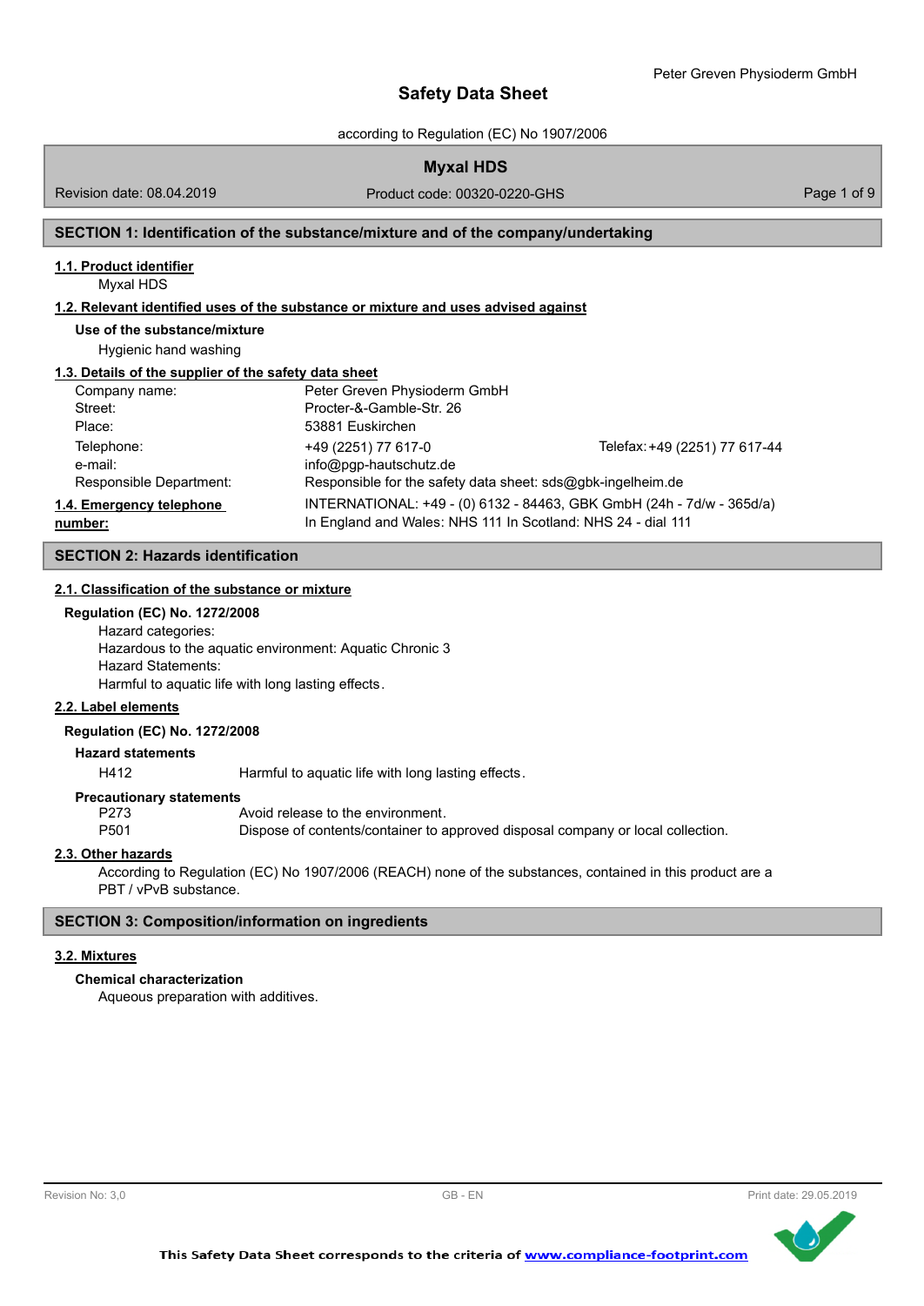# Safety Data Sheet

according to Regulation (EC) No 1907/2006

## Myxal HDS

Revision date: 08.04.2019 | Product code: 00320-0220-GHS

## SECTION 1: Identification of the substance/mixture and of the company/undertaking

### 1.1. Product identifier

Myxal HDS

### 1.2. Relevant identified uses of the substance or mixture and uses advised against

**Use of the substance/mixture**

Hygienic hand washing

### 1.3. Details of the supplier of the safety data sheet

| | | |
|---|---|---|
| Company name: | Peter Greven Physioderm GmbH | |
| Street: | Procter-&-Gamble-Str. 26 | |
| Place: | 53881 Euskirchen | |
| Telephone: | +49 (2251) 77 617-0 | Telefax: +49 (2251) 77 617-44 |
| e-mail: | info@pgp-hautschutz.de | |
| Responsible Department: | Responsible for the safety data sheet: sds@gbk-ingelheim.de | |

### 1.4. Emergency telephone number:

INTERNATIONAL: +49 - (0) 6132 - 84463, GBK GmbH (24h - 7d/w - 365d/a)
In England and Wales: NHS 111 In Scotland: NHS 24 - dial 111

## SECTION 2: Hazards identification

### 2.1. Classification of the substance or mixture

**Regulation (EC) No. 1272/2008**

Hazard categories:
Hazardous to the aquatic environment: Aquatic Chronic 3
Hazard Statements:
Harmful to aquatic life with long lasting effects.

### 2.2. Label elements

**Regulation (EC) No. 1272/2008**

**Hazard statements**

| | |
|---|---|
| H412 | Harmful to aquatic life with long lasting effects. |

**Precautionary statements**

| | |
|---|---|
| P273 | Avoid release to the environment. |
| P501 | Dispose of contents/container to approved disposal company or local collection. |

### 2.3. Other hazards

According to Regulation (EC) No 1907/2006 (REACH) none of the substances, contained in this product are a PBT / vPvB substance.

## SECTION 3: Composition/information on ingredients

### 3.2. Mixtures

**Chemical characterization**

Aqueous preparation with additives.

This Safety Data Sheet corresponds to the criteria of www.compliance-footprint.com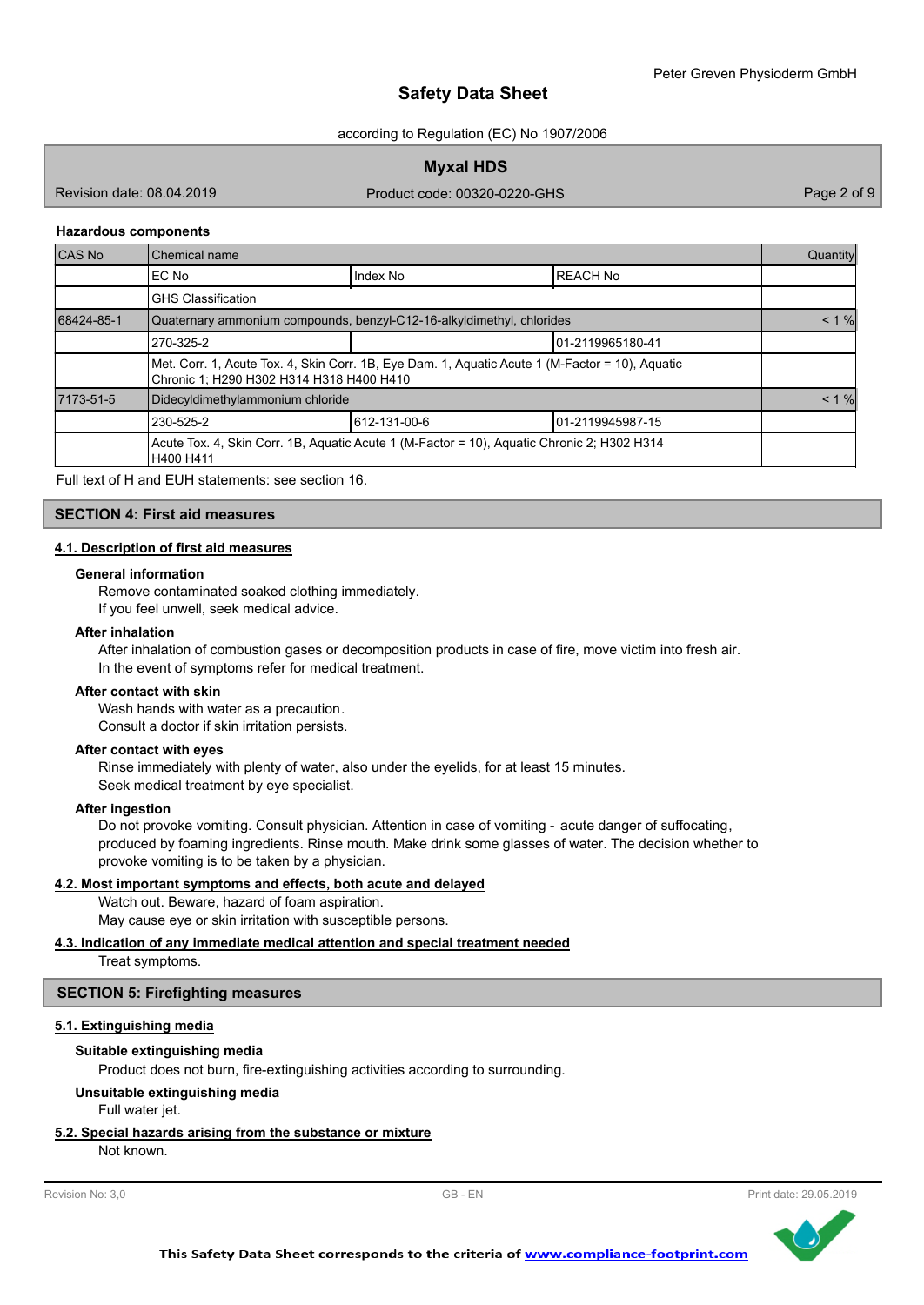### Hazardous components

| CAS No | Chemical name | | | Quantity |
|---|---|---|---|---|
| | EC No | Index No | REACH No | |
| | GHS Classification | | | |
| 68424-85-1 | Quaternary ammonium compounds, benzyl-C12-16-alkyldimethyl, chlorides | | | < 1 % |
| | 270-325-2 | | 01-2119965180-41 | |
| | Met. Corr. 1, Acute Tox. 4, Skin Corr. 1B, Eye Dam. 1, Aquatic Acute 1 (M-Factor = 10), Aquatic Chronic 1; H290 H302 H314 H318 H400 H410 | | | |
| 7173-51-5 | Didecyldimethylammonium chloride | | | < 1 % |
| | 230-525-2 | 612-131-00-6 | 01-2119945987-15 | |
| | Acute Tox. 4, Skin Corr. 1B, Aquatic Acute 1 (M-Factor = 10), Aquatic Chronic 2; H302 H314 H400 H411 | | | |

Full text of H and EUH statements: see section 16.

## SECTION 4: First aid measures

### 4.1. Description of first aid measures

**General information**

Remove contaminated soaked clothing immediately.
If you feel unwell, seek medical advice.

**After inhalation**

After inhalation of combustion gases or decomposition products in case of fire, move victim into fresh air.
In the event of symptoms refer for medical treatment.

**After contact with skin**

Wash hands with water as a precaution.
Consult a doctor if skin irritation persists.

**After contact with eyes**

Rinse immediately with plenty of water, also under the eyelids, for at least 15 minutes.
Seek medical treatment by eye specialist.

**After ingestion**

Do not provoke vomiting. Consult physician. Attention in case of vomiting - acute danger of suffocating, produced by foaming ingredients. Rinse mouth. Make drink some glasses of water. The decision whether to provoke vomiting is to be taken by a physician.

### 4.2. Most important symptoms and effects, both acute and delayed

Watch out. Beware, hazard of foam aspiration.
May cause eye or skin irritation with susceptible persons.

### 4.3. Indication of any immediate medical attention and special treatment needed

Treat symptoms.

## SECTION 5: Firefighting measures

### 5.1. Extinguishing media

**Suitable extinguishing media**

Product does not burn, fire-extinguishing activities according to surrounding.

**Unsuitable extinguishing media**

Full water jet.

### 5.2. Special hazards arising from the substance or mixture

Not known.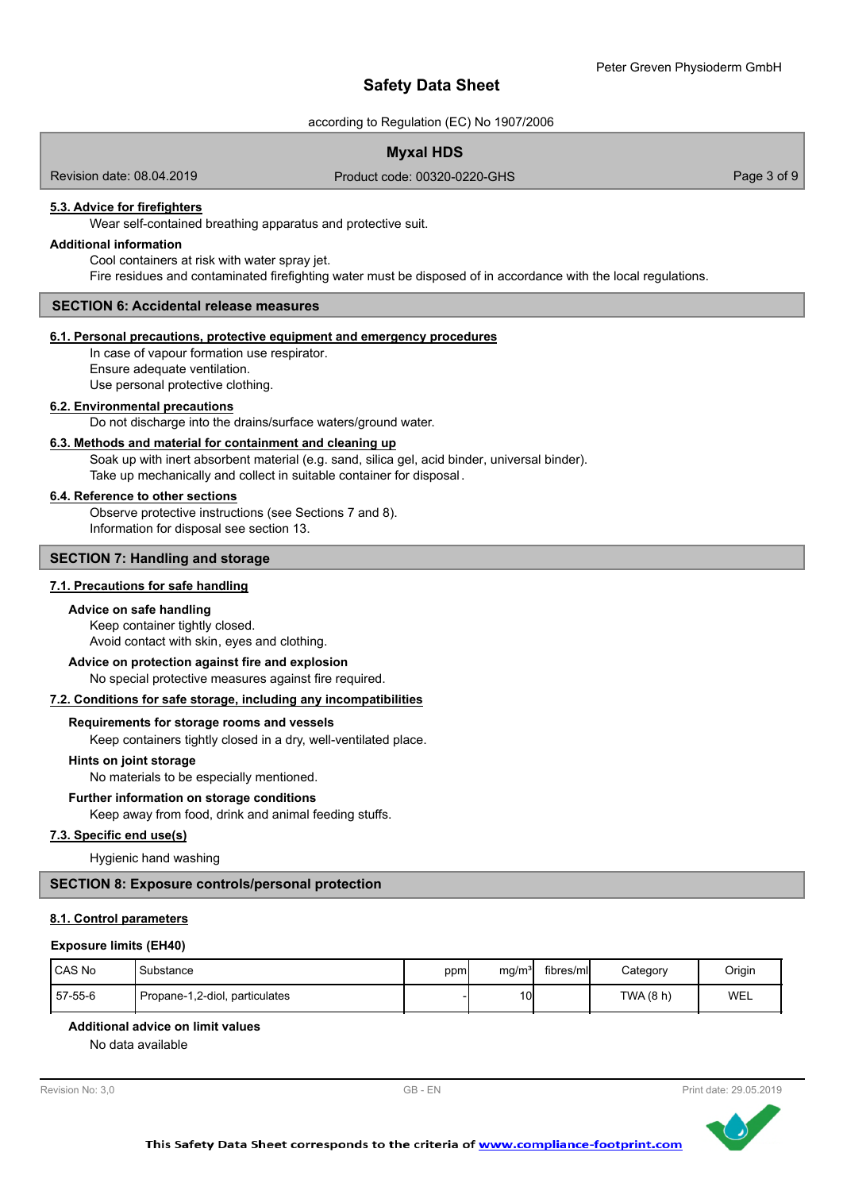### 5.3. Advice for firefighters

Wear self-contained breathing apparatus and protective suit.

**Additional information**

Cool containers at risk with water spray jet.
Fire residues and contaminated firefighting water must be disposed of in accordance with the local regulations.

## SECTION 6: Accidental release measures

### 6.1. Personal precautions, protective equipment and emergency procedures

In case of vapour formation use respirator.
Ensure adequate ventilation.
Use personal protective clothing.

### 6.2. Environmental precautions

Do not discharge into the drains/surface waters/ground water.

### 6.3. Methods and material for containment and cleaning up

Soak up with inert absorbent material (e.g. sand, silica gel, acid binder, universal binder).
Take up mechanically and collect in suitable container for disposal.

### 6.4. Reference to other sections

Observe protective instructions (see Sections 7 and 8).
Information for disposal see section 13.

## SECTION 7: Handling and storage

### 7.1. Precautions for safe handling

**Advice on safe handling**

Keep container tightly closed.
Avoid contact with skin, eyes and clothing.

**Advice on protection against fire and explosion**

No special protective measures against fire required.

### 7.2. Conditions for safe storage, including any incompatibilities

**Requirements for storage rooms and vessels**

Keep containers tightly closed in a dry, well-ventilated place.

**Hints on joint storage**

No materials to be especially mentioned.

**Further information on storage conditions**

Keep away from food, drink and animal feeding stuffs.

### 7.3. Specific end use(s)

Hygienic hand washing

## SECTION 8: Exposure controls/personal protection

### 8.1. Control parameters

**Exposure limits (EH40)**

| CAS No | Substance | ppm | mg/m³ | fibres/ml | Category | Origin |
|---|---|---|---|---|---|---|
| 57-55-6 | Propane-1,2-diol, particulates | - | 10 | | TWA (8 h) | WEL |

**Additional advice on limit values**

No data available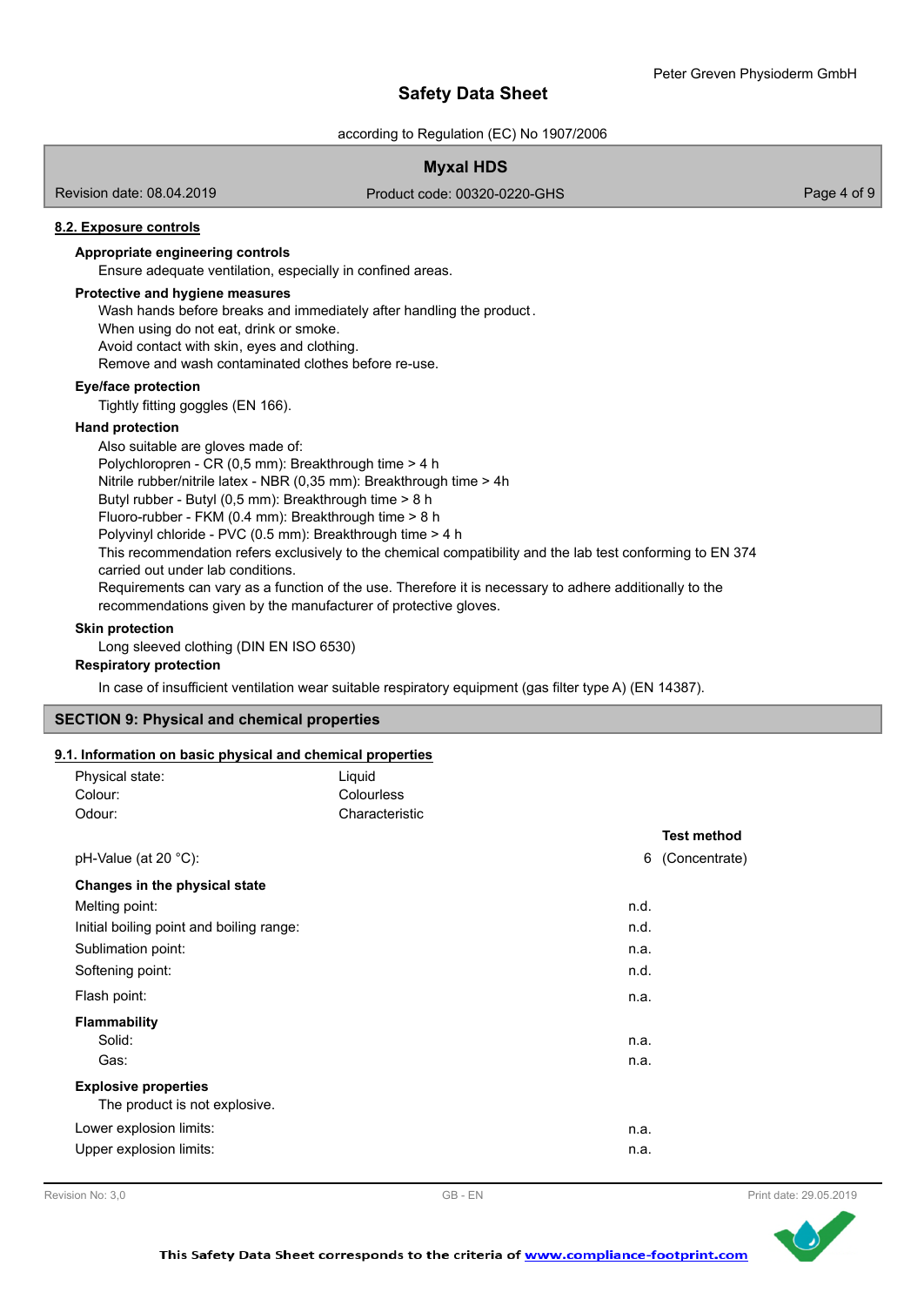### 8.2. Exposure controls

**Appropriate engineering controls**

Ensure adequate ventilation, especially in confined areas.

**Protective and hygiene measures**

Wash hands before breaks and immediately after handling the product.
When using do not eat, drink or smoke.
Avoid contact with skin, eyes and clothing.
Remove and wash contaminated clothes before re-use.

**Eye/face protection**

Tightly fitting goggles (EN 166).

**Hand protection**

Also suitable are gloves made of:
Polychloropren - CR (0,5 mm): Breakthrough time > 4 h
Nitrile rubber/nitrile latex - NBR (0,35 mm): Breakthrough time > 4h
Butyl rubber - Butyl (0,5 mm): Breakthrough time > 8 h
Fluoro-rubber - FKM (0.4 mm): Breakthrough time > 8 h
Polyvinyl chloride - PVC (0.5 mm): Breakthrough time > 4 h
This recommendation refers exclusively to the chemical compatibility and the lab test conforming to EN 374 carried out under lab conditions.
Requirements can vary as a function of the use. Therefore it is necessary to adhere additionally to the recommendations given by the manufacturer of protective gloves.

**Skin protection**

Long sleeved clothing (DIN EN ISO 6530)

**Respiratory protection**

In case of insufficient ventilation wear suitable respiratory equipment (gas filter type A) (EN 14387).

## SECTION 9: Physical and chemical properties

### 9.1. Information on basic physical and chemical properties

| | | |
|---|---|---|
| Physical state: | Liquid | |
| Colour: | Colourless | |
| Odour: | Characteristic | |
| | | **Test method** |
| pH-Value (at 20 °C): | 6 | (Concentrate) |

**Changes in the physical state**

| | |
|---|---|
| Melting point: | n.d. |
| Initial boiling point and boiling range: | n.d. |
| Sublimation point: | n.a. |
| Softening point: | n.d. |
| Flash point: | n.a. |

**Flammability**

| | |
|---|---|
| Solid: | n.a. |
| Gas: | n.a. |

**Explosive properties**

The product is not explosive.

| | |
|---|---|
| Lower explosion limits: | n.a. |
| Upper explosion limits: | n.a. |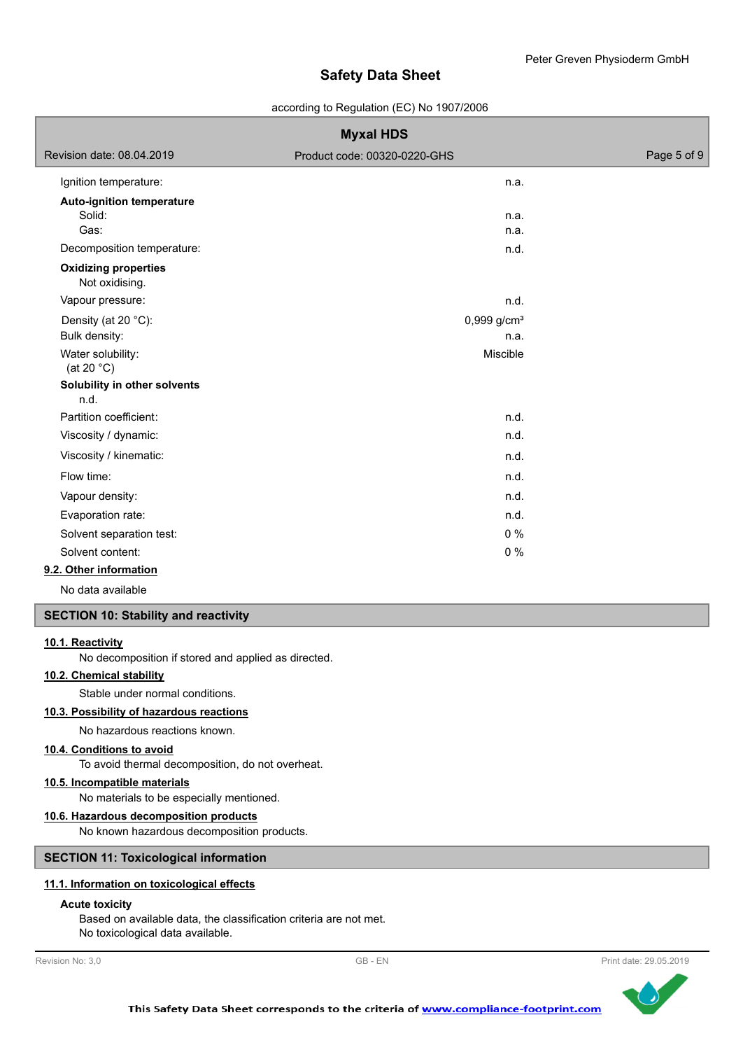| Property | Value |
|---|---|
| Ignition temperature: | n.a. |
| **Auto-ignition temperature** | |
| Solid: | n.a. |
| Gas: | n.a. |
| Decomposition temperature: | n.d. |

**Oxidizing properties**

Not oxidising.

| Property | Value |
|---|---|
| Vapour pressure: | n.d. |
| Density (at 20 °C): | 0,999 g/cm³ |
| Bulk density: | n.a. |
| Water solubility: (at 20 °C) | Miscible |

**Solubility in other solvents**

n.d.

| Property | Value |
|---|---|
| Partition coefficient: | n.d. |
| Viscosity / dynamic: | n.d. |
| Viscosity / kinematic: | n.d. |
| Flow time: | n.d. |
| Vapour density: | n.d. |
| Evaporation rate: | n.d. |
| Solvent separation test: | 0 % |
| Solvent content: | 0 % |

### 9.2. Other information

No data available

## SECTION 10: Stability and reactivity

### 10.1. Reactivity

No decomposition if stored and applied as directed.

### 10.2. Chemical stability

Stable under normal conditions.

### 10.3. Possibility of hazardous reactions

No hazardous reactions known.

### 10.4. Conditions to avoid

To avoid thermal decomposition, do not overheat.

### 10.5. Incompatible materials

No materials to be especially mentioned.

### 10.6. Hazardous decomposition products

No known hazardous decomposition products.

## SECTION 11: Toxicological information

### 11.1. Information on toxicological effects

**Acute toxicity**

Based on available data, the classification criteria are not met.
No toxicological data available.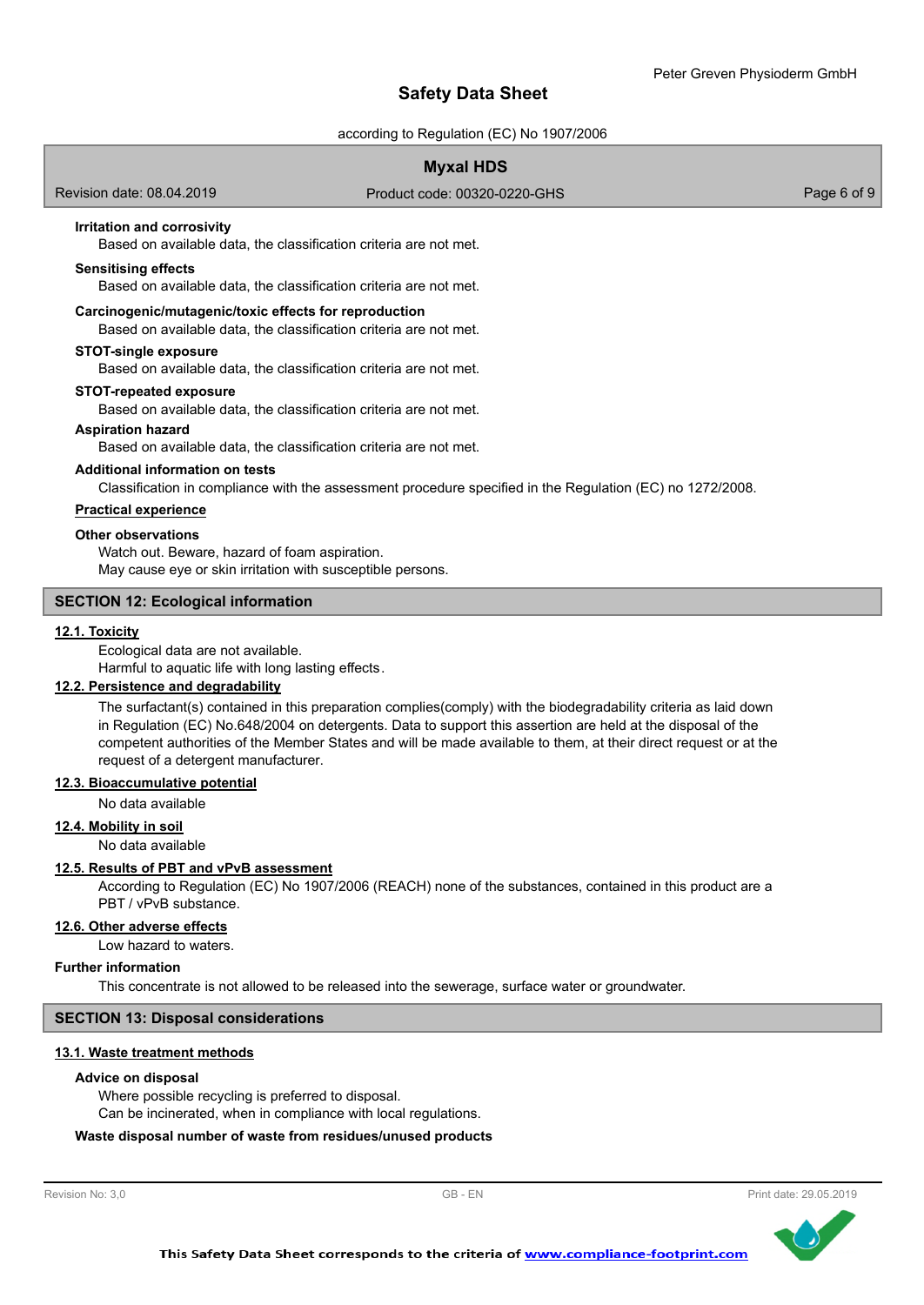**Irritation and corrosivity**

Based on available data, the classification criteria are not met.

**Sensitising effects**

Based on available data, the classification criteria are not met.

**Carcinogenic/mutagenic/toxic effects for reproduction**

Based on available data, the classification criteria are not met.

**STOT-single exposure**

Based on available data, the classification criteria are not met.

**STOT-repeated exposure**

Based on available data, the classification criteria are not met.

**Aspiration hazard**

Based on available data, the classification criteria are not met.

**Additional information on tests**

Classification in compliance with the assessment procedure specified in the Regulation (EC) no 1272/2008.

**Practical experience**

**Other observations**

Watch out. Beware, hazard of foam aspiration.
May cause eye or skin irritation with susceptible persons.

## SECTION 12: Ecological information

### 12.1. Toxicity

Ecological data are not available.
Harmful to aquatic life with long lasting effects.

### 12.2. Persistence and degradability

The surfactant(s) contained in this preparation complies(comply) with the biodegradability criteria as laid down in Regulation (EC) No.648/2004 on detergents. Data to support this assertion are held at the disposal of the competent authorities of the Member States and will be made available to them, at their direct request or at the request of a detergent manufacturer.

### 12.3. Bioaccumulative potential

No data available

### 12.4. Mobility in soil

No data available

### 12.5. Results of PBT and vPvB assessment

According to Regulation (EC) No 1907/2006 (REACH) none of the substances, contained in this product are a PBT / vPvB substance.

### 12.6. Other adverse effects

Low hazard to waters.

**Further information**

This concentrate is not allowed to be released into the sewerage, surface water or groundwater.

## SECTION 13: Disposal considerations

### 13.1. Waste treatment methods

**Advice on disposal**

Where possible recycling is preferred to disposal.
Can be incinerated, when in compliance with local regulations.

**Waste disposal number of waste from residues/unused products**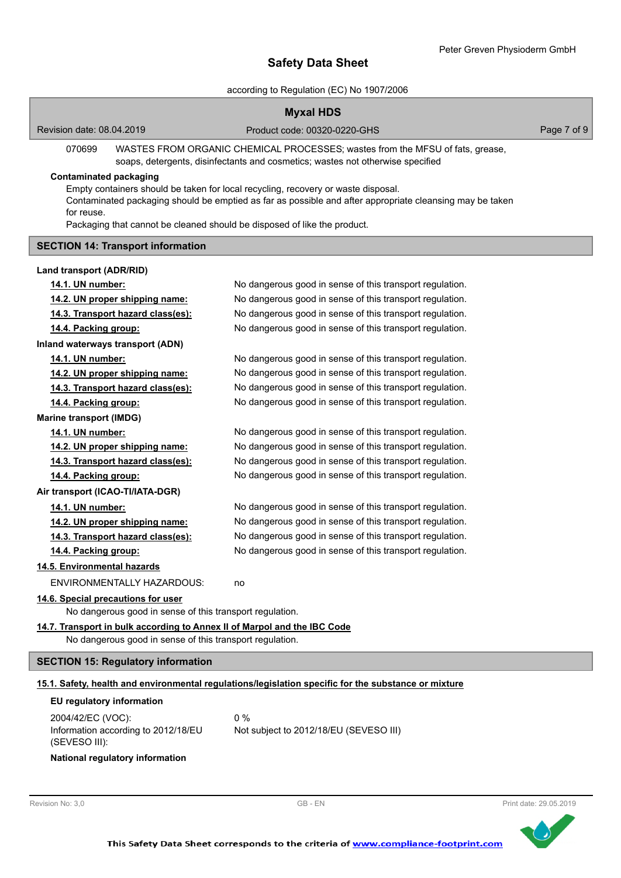070699 WASTES FROM ORGANIC CHEMICAL PROCESSES; wastes from the MFSU of fats, grease, soaps, detergents, disinfectants and cosmetics; wastes not otherwise specified

**Contaminated packaging**

Empty containers should be taken for local recycling, recovery or waste disposal.
Contaminated packaging should be emptied as far as possible and after appropriate cleansing may be taken for reuse.
Packaging that cannot be cleaned should be disposed of like the product.

## SECTION 14: Transport information

**Land transport (ADR/RID)**

| | |
|---|---|
| **14.1. UN number:** | No dangerous good in sense of this transport regulation. |
| **14.2. UN proper shipping name:** | No dangerous good in sense of this transport regulation. |
| **14.3. Transport hazard class(es):** | No dangerous good in sense of this transport regulation. |
| **14.4. Packing group:** | No dangerous good in sense of this transport regulation. |

**Inland waterways transport (ADN)**

| | |
|---|---|
| **14.1. UN number:** | No dangerous good in sense of this transport regulation. |
| **14.2. UN proper shipping name:** | No dangerous good in sense of this transport regulation. |
| **14.3. Transport hazard class(es):** | No dangerous good in sense of this transport regulation. |
| **14.4. Packing group:** | No dangerous good in sense of this transport regulation. |

**Marine transport (IMDG)**

| | |
|---|---|
| **14.1. UN number:** | No dangerous good in sense of this transport regulation. |
| **14.2. UN proper shipping name:** | No dangerous good in sense of this transport regulation. |
| **14.3. Transport hazard class(es):** | No dangerous good in sense of this transport regulation. |
| **14.4. Packing group:** | No dangerous good in sense of this transport regulation. |

**Air transport (ICAO-TI/IATA-DGR)**

| | |
|---|---|
| **14.1. UN number:** | No dangerous good in sense of this transport regulation. |
| **14.2. UN proper shipping name:** | No dangerous good in sense of this transport regulation. |
| **14.3. Transport hazard class(es):** | No dangerous good in sense of this transport regulation. |
| **14.4. Packing group:** | No dangerous good in sense of this transport regulation. |

**14.5. Environmental hazards**

ENVIRONMENTALLY HAZARDOUS: no

**14.6. Special precautions for user**

No dangerous good in sense of this transport regulation.

**14.7. Transport in bulk according to Annex II of Marpol and the IBC Code**

No dangerous good in sense of this transport regulation.

## SECTION 15: Regulatory information

**15.1. Safety, health and environmental regulations/legislation specific for the substance or mixture**

**EU regulatory information**

| | |
|---|---|
| 2004/42/EC (VOC): | 0 % |
| Information according to 2012/18/EU (SEVESO III): | Not subject to 2012/18/EU (SEVESO III) |

**National regulatory information**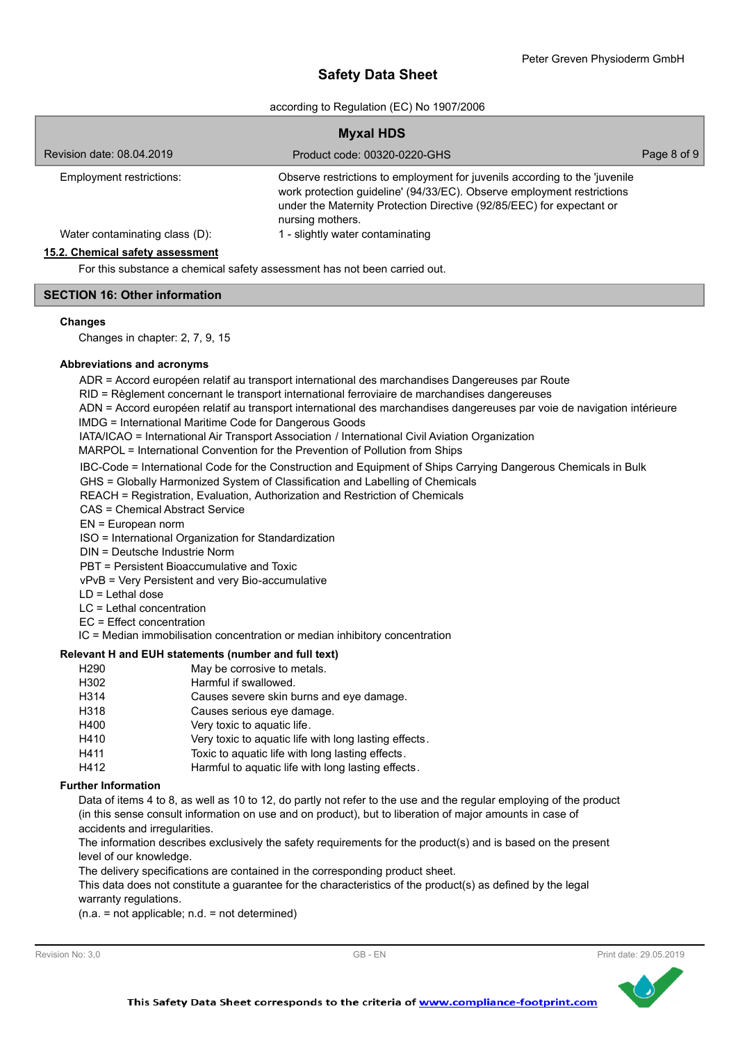| | |
|---|---|
| Employment restrictions: | Observe restrictions to employment for juvenils according to the 'juvenile work protection guideline' (94/33/EC). Observe employment restrictions under the Maternity Protection Directive (92/85/EEC) for expectant or nursing mothers. |
| Water contaminating class (D): | 1 - slightly water contaminating |

### 15.2. Chemical safety assessment

For this substance a chemical safety assessment has not been carried out.

## SECTION 16: Other information

**Changes**

Changes in chapter: 2, 7, 9, 15

**Abbreviations and acronyms**

ADR = Accord européen relatif au transport international des marchandises Dangereuses par Route
RID = Règlement concernant le transport international ferroviaire de marchandises dangereuses
ADN = Accord européen relatif au transport international des marchandises dangereuses par voie de navigation intérieure
IMDG = International Maritime Code for Dangerous Goods
IATA/ICAO = International Air Transport Association / International Civil Aviation Organization
MARPOL = International Convention for the Prevention of Pollution from Ships
IBC-Code = International Code for the Construction and Equipment of Ships Carrying Dangerous Chemicals in Bulk
GHS = Globally Harmonized System of Classification and Labelling of Chemicals
REACH = Registration, Evaluation, Authorization and Restriction of Chemicals
CAS = Chemical Abstract Service
EN = European norm
ISO = International Organization for Standardization
DIN = Deutsche Industrie Norm
PBT = Persistent Bioaccumulative and Toxic
vPvB = Very Persistent and very Bio-accumulative
LD = Lethal dose
LC = Lethal concentration
EC = Effect concentration
IC = Median immobilisation concentration or median inhibitory concentration

**Relevant H and EUH statements (number and full text)**

| | |
|---|---|
| H290 | May be corrosive to metals. |
| H302 | Harmful if swallowed. |
| H314 | Causes severe skin burns and eye damage. |
| H318 | Causes serious eye damage. |
| H400 | Very toxic to aquatic life. |
| H410 | Very toxic to aquatic life with long lasting effects. |
| H411 | Toxic to aquatic life with long lasting effects. |
| H412 | Harmful to aquatic life with long lasting effects. |

**Further Information**

Data of items 4 to 8, as well as 10 to 12, do partly not refer to the use and the regular employing of the product (in this sense consult information on use and on product), but to liberation of major amounts in case of accidents and irregularities.
The information describes exclusively the safety requirements for the product(s) and is based on the present level of our knowledge.
The delivery specifications are contained in the corresponding product sheet.
This data does not constitute a guarantee for the characteristics of the product(s) as defined by the legal warranty regulations.
(n.a. = not applicable; n.d. = not determined)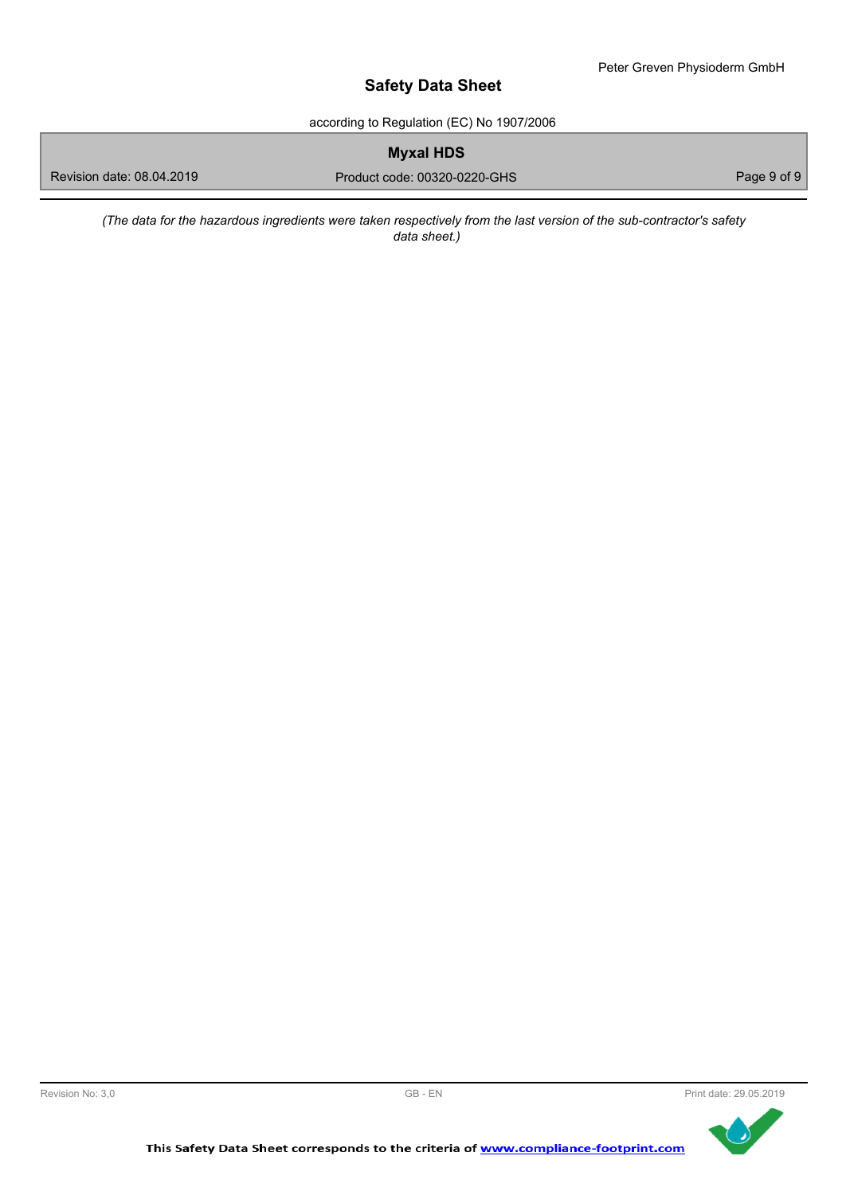*(The data for the hazardous ingredients were taken respectively from the last version of the sub-contractor's safety data sheet.)*